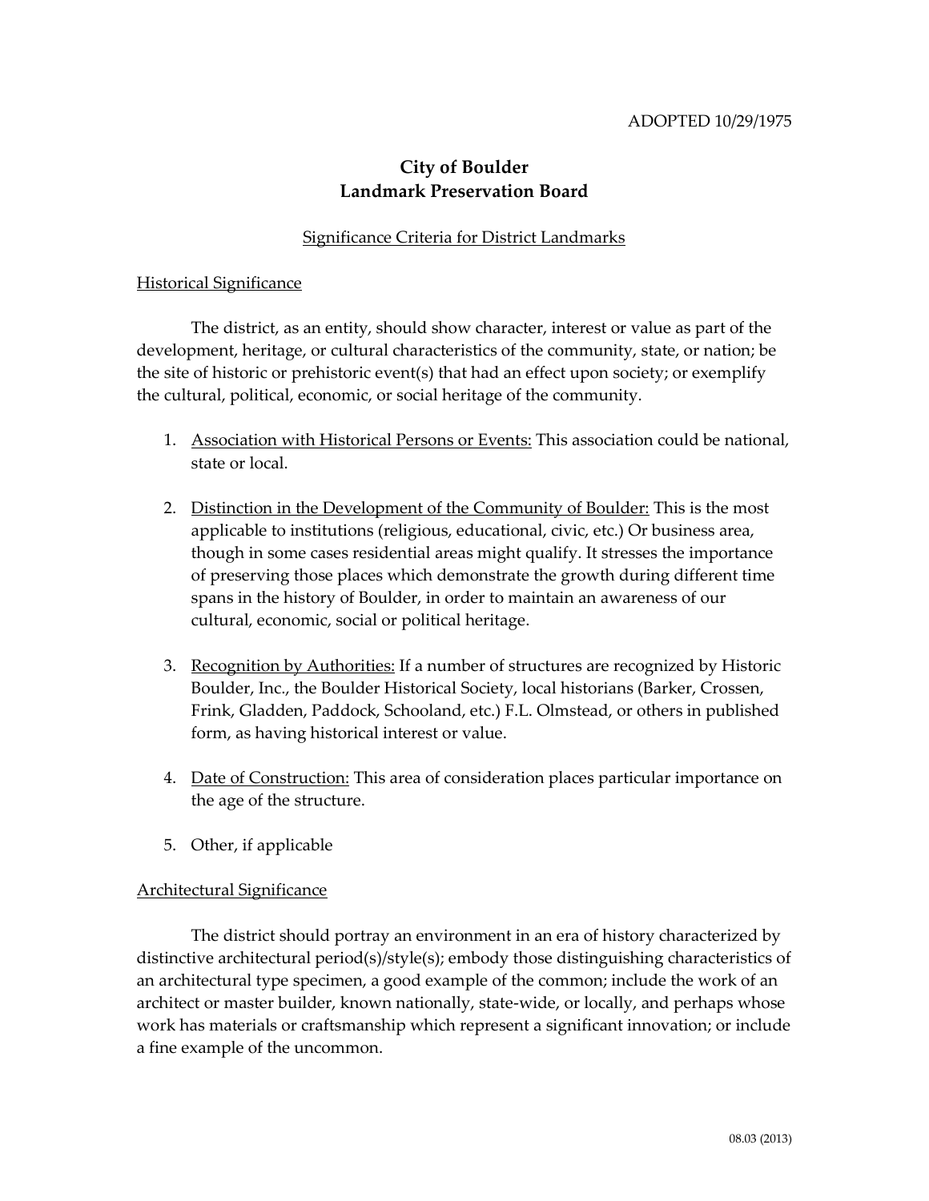ADOPTED 10/29/1975

# City of Boulder
# Landmark Preservation Board

## Significance Criteria for District Landmarks

### Historical Significance

The district, as an entity, should show character, interest or value as part of the development, heritage, or cultural characteristics of the community, state, or nation; be the site of historic or prehistoric event(s) that had an effect upon society; or exemplify the cultural, political, economic, or social heritage of the community.

1. Association with Historical Persons or Events: This association could be national, state or local.

2. Distinction in the Development of the Community of Boulder: This is the most applicable to institutions (religious, educational, civic, etc.) Or business area, though in some cases residential areas might qualify. It stresses the importance of preserving those places which demonstrate the growth during different time spans in the history of Boulder, in order to maintain an awareness of our cultural, economic, social or political heritage.

3. Recognition by Authorities: If a number of structures are recognized by Historic Boulder, Inc., the Boulder Historical Society, local historians (Barker, Crossen, Frink, Gladden, Paddock, Schooland, etc.) F.L. Olmstead, or others in published form, as having historical interest or value.

4. Date of Construction: This area of consideration places particular importance on the age of the structure.

5. Other, if applicable

### Architectural Significance

The district should portray an environment in an era of history characterized by distinctive architectural period(s)/style(s); embody those distinguishing characteristics of an architectural type specimen, a good example of the common; include the work of an architect or master builder, known nationally, state-wide, or locally, and perhaps whose work has materials or craftsmanship which represent a significant innovation; or include a fine example of the uncommon.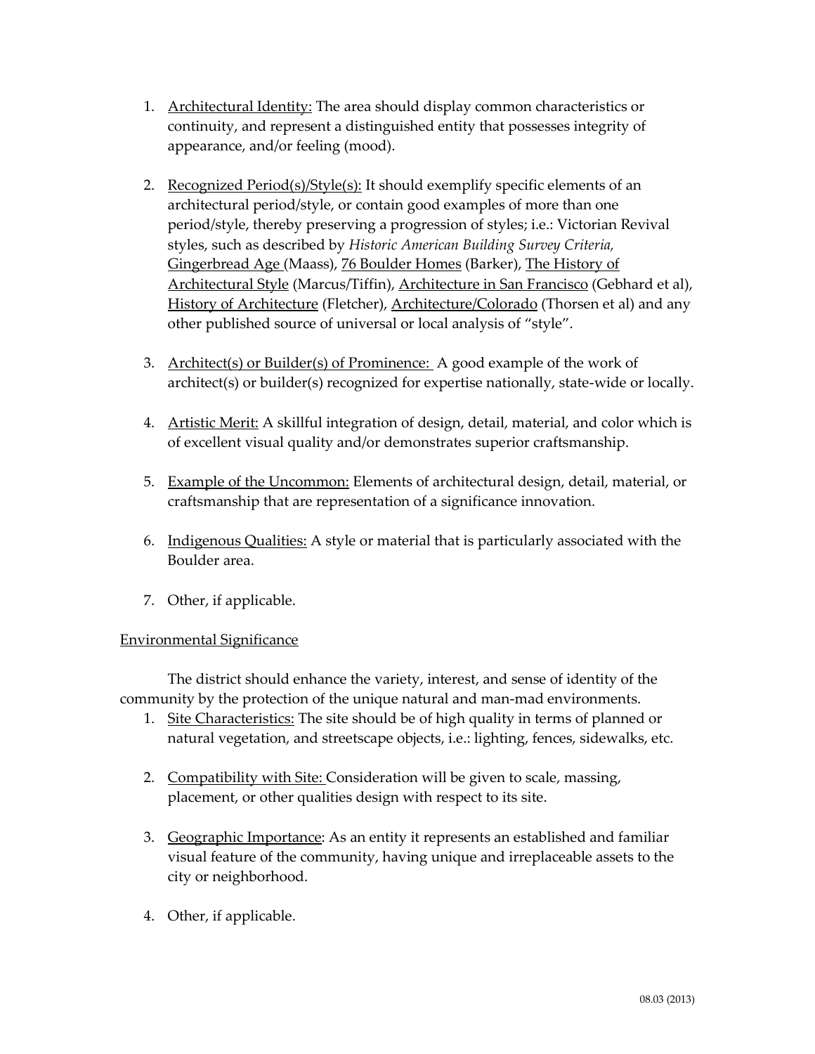1. Architectural Identity: The area should display common characteristics or continuity, and represent a distinguished entity that possesses integrity of appearance, and/or feeling (mood).

2. Recognized Period(s)/Style(s): It should exemplify specific elements of an architectural period/style, or contain good examples of more than one period/style, thereby preserving a progression of styles; i.e.: Victorian Revival styles, such as described by *Historic American Building Survey Criteria,* Gingerbread Age (Maass), 76 Boulder Homes (Barker), The History of Architectural Style (Marcus/Tiffin), Architecture in San Francisco (Gebhard et al), History of Architecture (Fletcher), Architecture/Colorado (Thorsen et al) and any other published source of universal or local analysis of "style".

3. Architect(s) or Builder(s) of Prominence: A good example of the work of architect(s) or builder(s) recognized for expertise nationally, state-wide or locally.

4. Artistic Merit: A skillful integration of design, detail, material, and color which is of excellent visual quality and/or demonstrates superior craftsmanship.

5. Example of the Uncommon: Elements of architectural design, detail, material, or craftsmanship that are representation of a significance innovation.

6. Indigenous Qualities: A style or material that is particularly associated with the Boulder area.

7. Other, if applicable.

Environmental Significance

The district should enhance the variety, interest, and sense of identity of the community by the protection of the unique natural and man-mad environments.

1. Site Characteristics: The site should be of high quality in terms of planned or natural vegetation, and streetscape objects, i.e.: lighting, fences, sidewalks, etc.

2. Compatibility with Site: Consideration will be given to scale, massing, placement, or other qualities design with respect to its site.

3. Geographic Importance: As an entity it represents an established and familiar visual feature of the community, having unique and irreplaceable assets to the city or neighborhood.

4. Other, if applicable.

08.03 (2013)